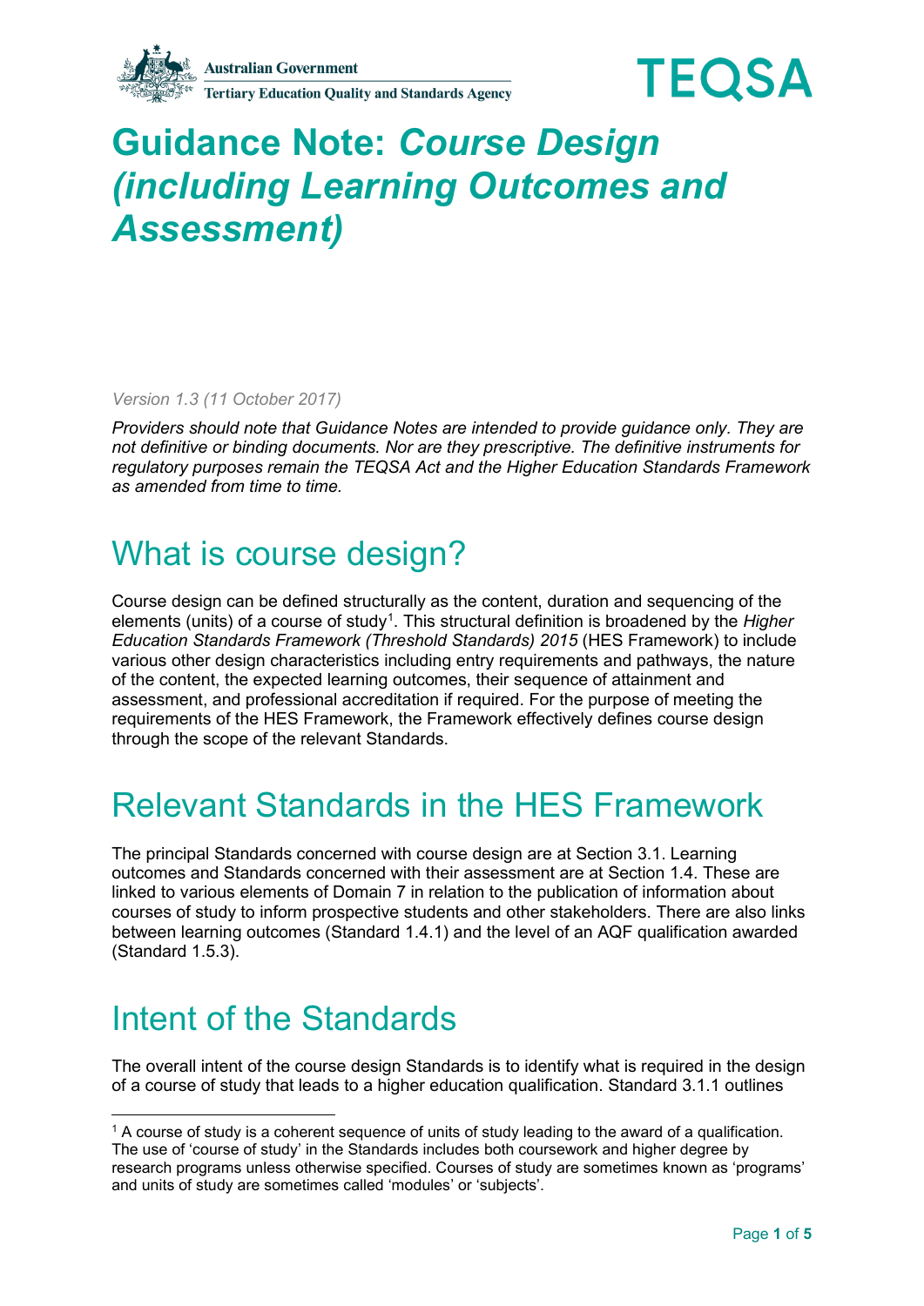Australian Government
Tertiary Education Quality and Standards Agency

TEQSA

# Guidance Note: *Course Design (including Learning Outcomes and Assessment)*

*Version 1.3 (11 October 2017)*

*Providers should note that Guidance Notes are intended to provide guidance only. They are not definitive or binding documents. Nor are they prescriptive. The definitive instruments for regulatory purposes remain the TEQSA Act and the Higher Education Standards Framework as amended from time to time.*

## What is course design?

Course design can be defined structurally as the content, duration and sequencing of the elements (units) of a course of study[1]. This structural definition is broadened by the *Higher Education Standards Framework (Threshold Standards) 2015* (HES Framework) to include various other design characteristics including entry requirements and pathways, the nature of the content, the expected learning outcomes, their sequence of attainment and assessment, and professional accreditation if required. For the purpose of meeting the requirements of the HES Framework, the Framework effectively defines course design through the scope of the relevant Standards.

## Relevant Standards in the HES Framework

The principal Standards concerned with course design are at Section 3.1. Learning outcomes and Standards concerned with their assessment are at Section 1.4. These are linked to various elements of Domain 7 in relation to the publication of information about courses of study to inform prospective students and other stakeholders. There are also links between learning outcomes (Standard 1.4.1) and the level of an AQF qualification awarded (Standard 1.5.3).

## Intent of the Standards

The overall intent of the course design Standards is to identify what is required in the design of a course of study that leads to a higher education qualification. Standard 3.1.1 outlines

[1] A course of study is a coherent sequence of units of study leading to the award of a qualification. The use of 'course of study' in the Standards includes both coursework and higher degree by research programs unless otherwise specified. Courses of study are sometimes known as 'programs' and units of study are sometimes called 'modules' or 'subjects'.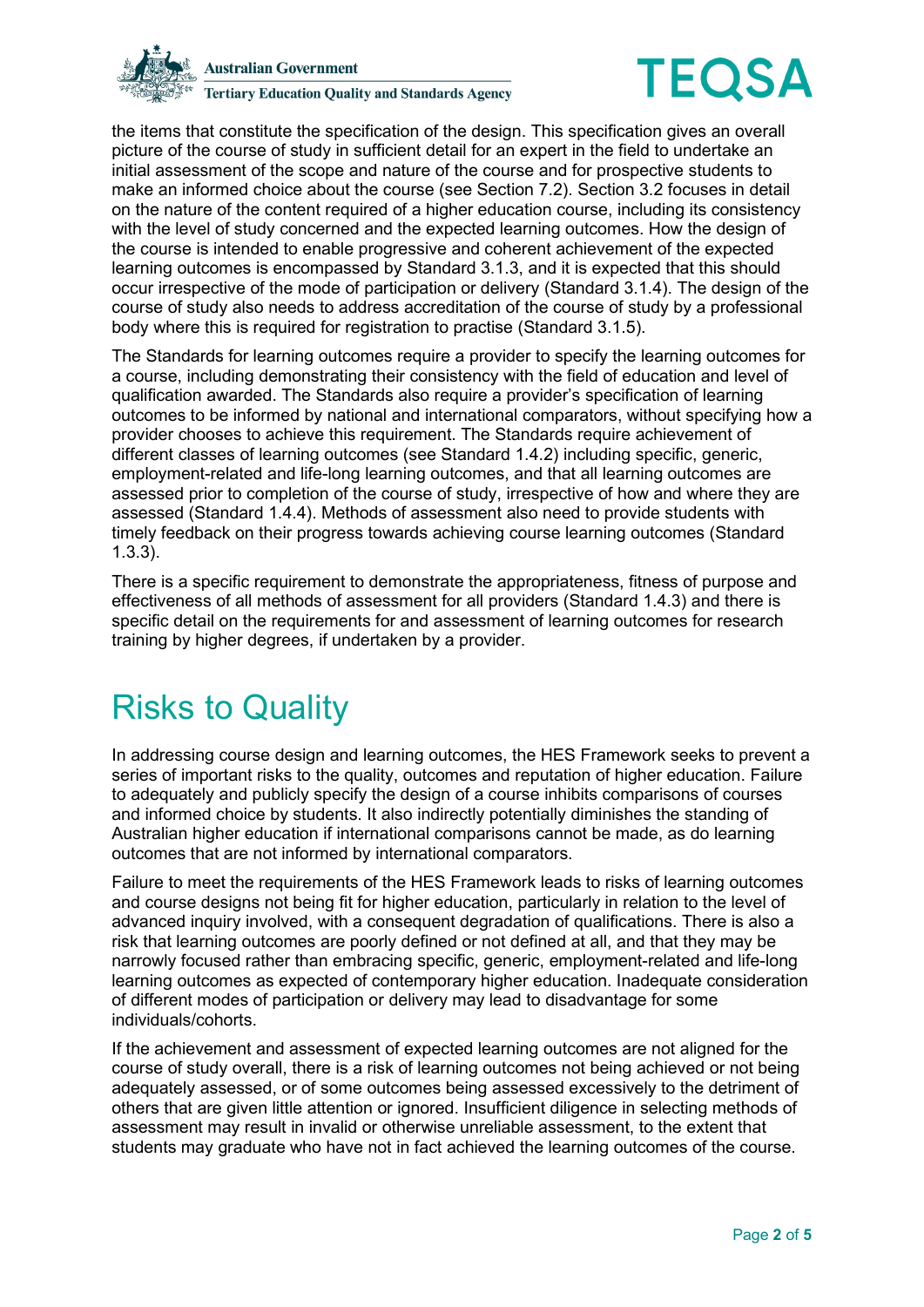the items that constitute the specification of the design. This specification gives an overall picture of the course of study in sufficient detail for an expert in the field to undertake an initial assessment of the scope and nature of the course and for prospective students to make an informed choice about the course (see Section 7.2). Section 3.2 focuses in detail on the nature of the content required of a higher education course, including its consistency with the level of study concerned and the expected learning outcomes. How the design of the course is intended to enable progressive and coherent achievement of the expected learning outcomes is encompassed by Standard 3.1.3, and it is expected that this should occur irrespective of the mode of participation or delivery (Standard 3.1.4). The design of the course of study also needs to address accreditation of the course of study by a professional body where this is required for registration to practise (Standard 3.1.5).

The Standards for learning outcomes require a provider to specify the learning outcomes for a course, including demonstrating their consistency with the field of education and level of qualification awarded. The Standards also require a provider's specification of learning outcomes to be informed by national and international comparators, without specifying how a provider chooses to achieve this requirement. The Standards require achievement of different classes of learning outcomes (see Standard 1.4.2) including specific, generic, employment-related and life-long learning outcomes, and that all learning outcomes are assessed prior to completion of the course of study, irrespective of how and where they are assessed (Standard 1.4.4). Methods of assessment also need to provide students with timely feedback on their progress towards achieving course learning outcomes (Standard 1.3.3).

There is a specific requirement to demonstrate the appropriateness, fitness of purpose and effectiveness of all methods of assessment for all providers (Standard 1.4.3) and there is specific detail on the requirements for and assessment of learning outcomes for research training by higher degrees, if undertaken by a provider.

# Risks to Quality

In addressing course design and learning outcomes, the HES Framework seeks to prevent a series of important risks to the quality, outcomes and reputation of higher education. Failure to adequately and publicly specify the design of a course inhibits comparisons of courses and informed choice by students. It also indirectly potentially diminishes the standing of Australian higher education if international comparisons cannot be made, as do learning outcomes that are not informed by international comparators.

Failure to meet the requirements of the HES Framework leads to risks of learning outcomes and course designs not being fit for higher education, particularly in relation to the level of advanced inquiry involved, with a consequent degradation of qualifications. There is also a risk that learning outcomes are poorly defined or not defined at all, and that they may be narrowly focused rather than embracing specific, generic, employment-related and life-long learning outcomes as expected of contemporary higher education. Inadequate consideration of different modes of participation or delivery may lead to disadvantage for some individuals/cohorts.

If the achievement and assessment of expected learning outcomes are not aligned for the course of study overall, there is a risk of learning outcomes not being achieved or not being adequately assessed, or of some outcomes being assessed excessively to the detriment of others that are given little attention or ignored. Insufficient diligence in selecting methods of assessment may result in invalid or otherwise unreliable assessment, to the extent that students may graduate who have not in fact achieved the learning outcomes of the course.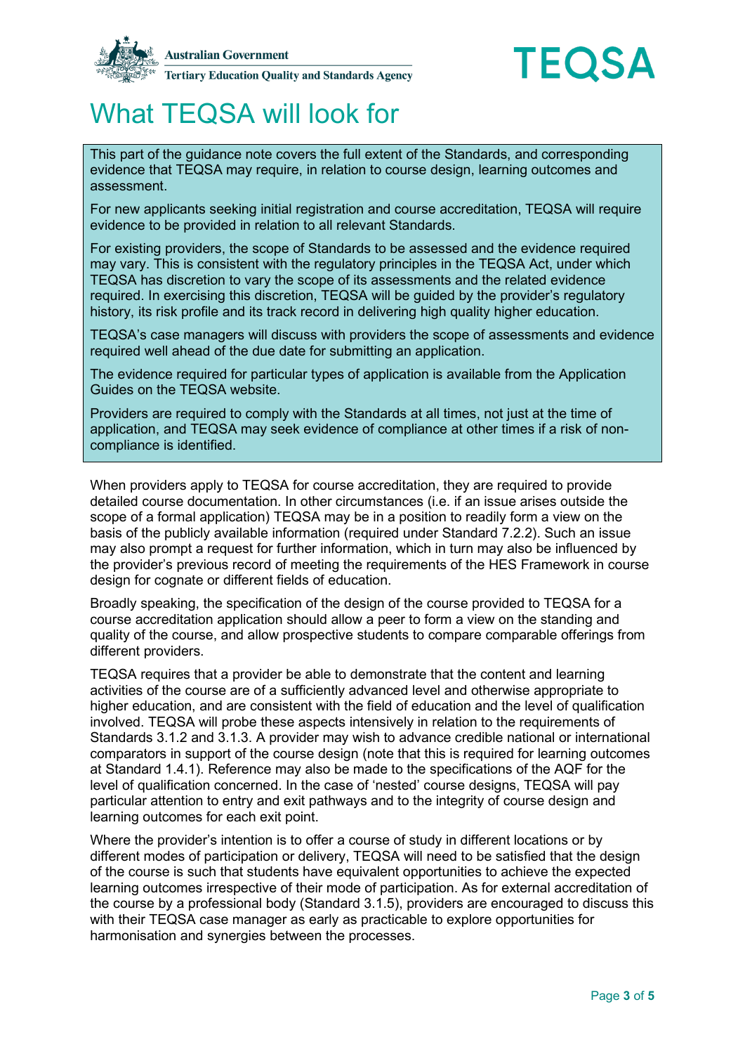# What TEQSA will look for

> This part of the guidance note covers the full extent of the Standards, and corresponding evidence that TEQSA may require, in relation to course design, learning outcomes and assessment.
>
> For new applicants seeking initial registration and course accreditation, TEQSA will require evidence to be provided in relation to all relevant Standards.
>
> For existing providers, the scope of Standards to be assessed and the evidence required may vary. This is consistent with the regulatory principles in the TEQSA Act, under which TEQSA has discretion to vary the scope of its assessments and the related evidence required. In exercising this discretion, TEQSA will be guided by the provider's regulatory history, its risk profile and its track record in delivering high quality higher education.
>
> TEQSA's case managers will discuss with providers the scope of assessments and evidence required well ahead of the due date for submitting an application.
>
> The evidence required for particular types of application is available from the Application Guides on the TEQSA website.
>
> Providers are required to comply with the Standards at all times, not just at the time of application, and TEQSA may seek evidence of compliance at other times if a risk of non-compliance is identified.

When providers apply to TEQSA for course accreditation, they are required to provide detailed course documentation. In other circumstances (i.e. if an issue arises outside the scope of a formal application) TEQSA may be in a position to readily form a view on the basis of the publicly available information (required under Standard 7.2.2). Such an issue may also prompt a request for further information, which in turn may also be influenced by the provider's previous record of meeting the requirements of the HES Framework in course design for cognate or different fields of education.

Broadly speaking, the specification of the design of the course provided to TEQSA for a course accreditation application should allow a peer to form a view on the standing and quality of the course, and allow prospective students to compare comparable offerings from different providers.

TEQSA requires that a provider be able to demonstrate that the content and learning activities of the course are of a sufficiently advanced level and otherwise appropriate to higher education, and are consistent with the field of education and the level of qualification involved. TEQSA will probe these aspects intensively in relation to the requirements of Standards 3.1.2 and 3.1.3. A provider may wish to advance credible national or international comparators in support of the course design (note that this is required for learning outcomes at Standard 1.4.1). Reference may also be made to the specifications of the AQF for the level of qualification concerned. In the case of 'nested' course designs, TEQSA will pay particular attention to entry and exit pathways and to the integrity of course design and learning outcomes for each exit point.

Where the provider's intention is to offer a course of study in different locations or by different modes of participation or delivery, TEQSA will need to be satisfied that the design of the course is such that students have equivalent opportunities to achieve the expected learning outcomes irrespective of their mode of participation. As for external accreditation of the course by a professional body (Standard 3.1.5), providers are encouraged to discuss this with their TEQSA case manager as early as practicable to explore opportunities for harmonisation and synergies between the processes.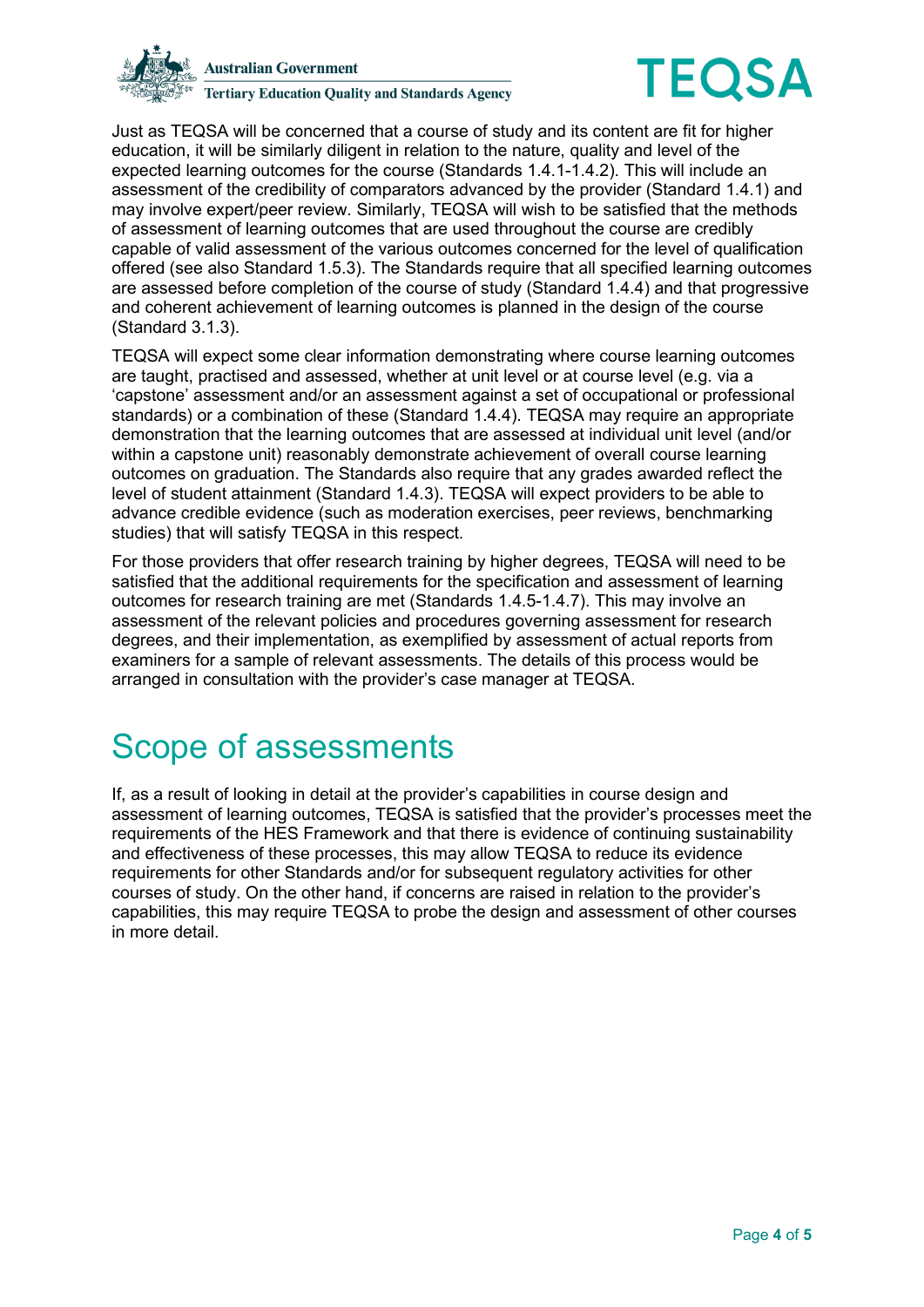Just as TEQSA will be concerned that a course of study and its content are fit for higher education, it will be similarly diligent in relation to the nature, quality and level of the expected learning outcomes for the course (Standards 1.4.1-1.4.2). This will include an assessment of the credibility of comparators advanced by the provider (Standard 1.4.1) and may involve expert/peer review. Similarly, TEQSA will wish to be satisfied that the methods of assessment of learning outcomes that are used throughout the course are credibly capable of valid assessment of the various outcomes concerned for the level of qualification offered (see also Standard 1.5.3). The Standards require that all specified learning outcomes are assessed before completion of the course of study (Standard 1.4.4) and that progressive and coherent achievement of learning outcomes is planned in the design of the course (Standard 3.1.3).

TEQSA will expect some clear information demonstrating where course learning outcomes are taught, practised and assessed, whether at unit level or at course level (e.g. via a 'capstone' assessment and/or an assessment against a set of occupational or professional standards) or a combination of these (Standard 1.4.4). TEQSA may require an appropriate demonstration that the learning outcomes that are assessed at individual unit level (and/or within a capstone unit) reasonably demonstrate achievement of overall course learning outcomes on graduation. The Standards also require that any grades awarded reflect the level of student attainment (Standard 1.4.3). TEQSA will expect providers to be able to advance credible evidence (such as moderation exercises, peer reviews, benchmarking studies) that will satisfy TEQSA in this respect.

For those providers that offer research training by higher degrees, TEQSA will need to be satisfied that the additional requirements for the specification and assessment of learning outcomes for research training are met (Standards 1.4.5-1.4.7). This may involve an assessment of the relevant policies and procedures governing assessment for research degrees, and their implementation, as exemplified by assessment of actual reports from examiners for a sample of relevant assessments. The details of this process would be arranged in consultation with the provider's case manager at TEQSA.

# Scope of assessments

If, as a result of looking in detail at the provider's capabilities in course design and assessment of learning outcomes, TEQSA is satisfied that the provider's processes meet the requirements of the HES Framework and that there is evidence of continuing sustainability and effectiveness of these processes, this may allow TEQSA to reduce its evidence requirements for other Standards and/or for subsequent regulatory activities for other courses of study. On the other hand, if concerns are raised in relation to the provider's capabilities, this may require TEQSA to probe the design and assessment of other courses in more detail.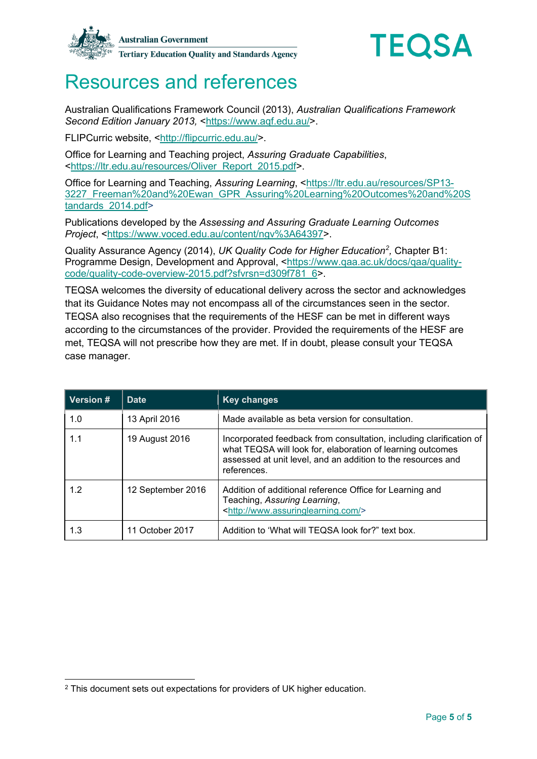# Resources and references

Australian Qualifications Framework Council (2013), *Australian Qualifications Framework Second Edition January 2013,* <https://www.aqf.edu.au/>.

FLIPCurric website, <http://flipcurric.edu.au/>.

Office for Learning and Teaching project, *Assuring Graduate Capabilities*, <https://ltr.edu.au/resources/Oliver_Report_2015.pdf>.

Office for Learning and Teaching, *Assuring Learning*, <https://ltr.edu.au/resources/SP13-3227_Freeman%20and%20Ewan_GPR_Assuring%20Learning%20Outcomes%20and%20Standards_2014.pdf>

Publications developed by the *Assessing and Assuring Graduate Learning Outcomes Project*, <https://www.voced.edu.au/content/ngv%3A64397>.

Quality Assurance Agency (2014), *UK Quality Code for Higher Education*[2]*,* Chapter B1: Programme Design, Development and Approval, <https://www.qaa.ac.uk/docs/qaa/quality-code/quality-code-overview-2015.pdf?sfvrsn=d309f781_6>.

TEQSA welcomes the diversity of educational delivery across the sector and acknowledges that its Guidance Notes may not encompass all of the circumstances seen in the sector. TEQSA also recognises that the requirements of the HESF can be met in different ways according to the circumstances of the provider. Provided the requirements of the HESF are met, TEQSA will not prescribe how they are met. If in doubt, please consult your TEQSA case manager.

| Version # | Date | Key changes |
|---|---|---|
| 1.0 | 13 April 2016 | Made available as beta version for consultation. |
| 1.1 | 19 August 2016 | Incorporated feedback from consultation, including clarification of what TEQSA will look for, elaboration of learning outcomes assessed at unit level, and an addition to the resources and references. |
| 1.2 | 12 September 2016 | Addition of additional reference Office for Learning and Teaching, *Assuring Learning*, <http://www.assuringlearning.com/> |
| 1.3 | 11 October 2017 | Addition to 'What will TEQSA look for?" text box. |

[2] This document sets out expectations for providers of UK higher education.